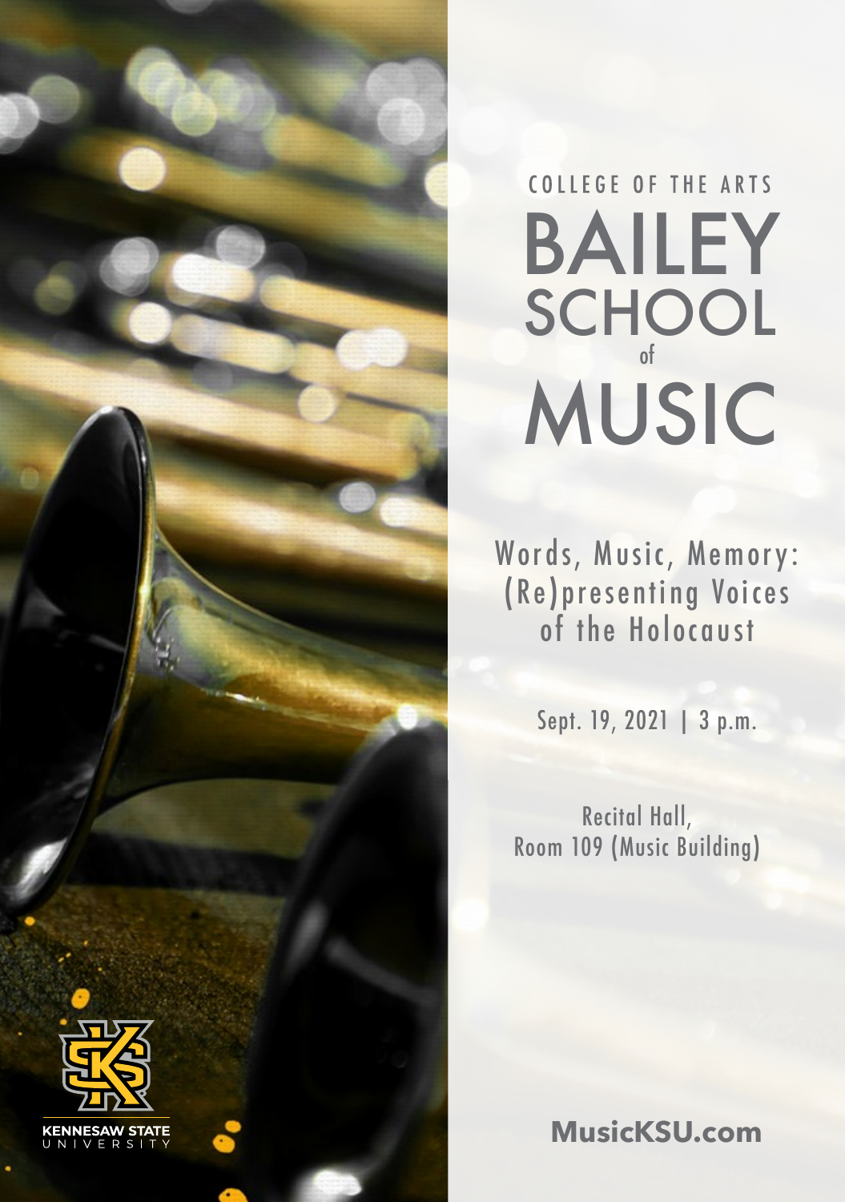COLLEGE OF THE ARTS

# BAILEY SCHOOL of MUSIC

## Words, Music, Memory: (Re)presenting Voices of the Holocaust

Sept. 19, 2021 | 3 p.m.

Recital Hall,
Room 109 (Music Building)

KENNESAW STATE UNIVERSITY

**MusicKSU.com**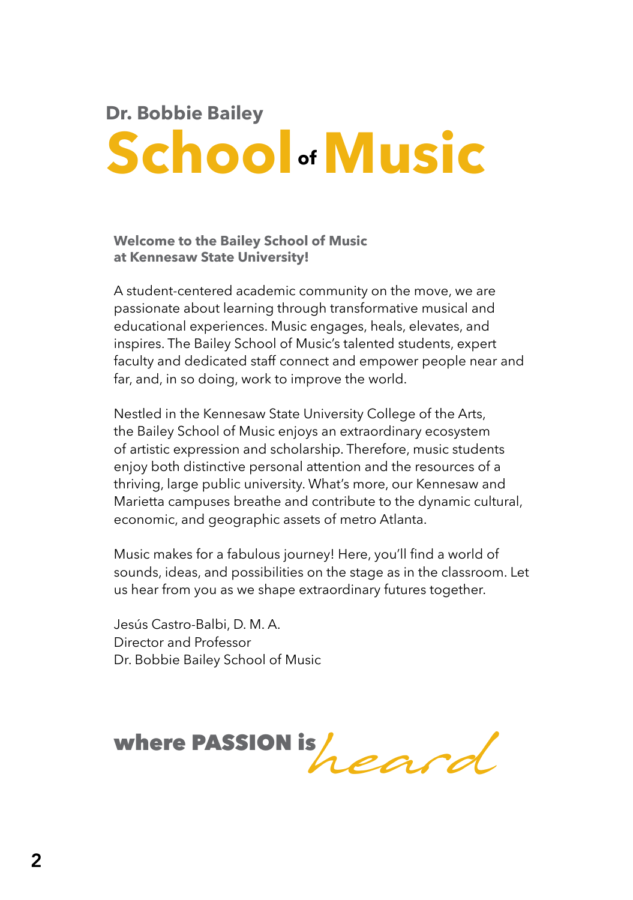# Dr. Bobbie Bailey School of Music

**Welcome to the Bailey School of Music at Kennesaw State University!**

A student-centered academic community on the move, we are passionate about learning through transformative musical and educational experiences. Music engages, heals, elevates, and inspires. The Bailey School of Music's talented students, expert faculty and dedicated staff connect and empower people near and far, and, in so doing, work to improve the world.

Nestled in the Kennesaw State University College of the Arts, the Bailey School of Music enjoys an extraordinary ecosystem of artistic expression and scholarship. Therefore, music students enjoy both distinctive personal attention and the resources of a thriving, large public university. What's more, our Kennesaw and Marietta campuses breathe and contribute to the dynamic cultural, economic, and geographic assets of metro Atlanta.

Music makes for a fabulous journey! Here, you'll find a world of sounds, ideas, and possibilities on the stage as in the classroom. Let us hear from you as we shape extraordinary futures together.

Jesús Castro-Balbi, D. M. A.  
Director and Professor  
Dr. Bobbie Bailey School of Music

**where PASSION is** *heard*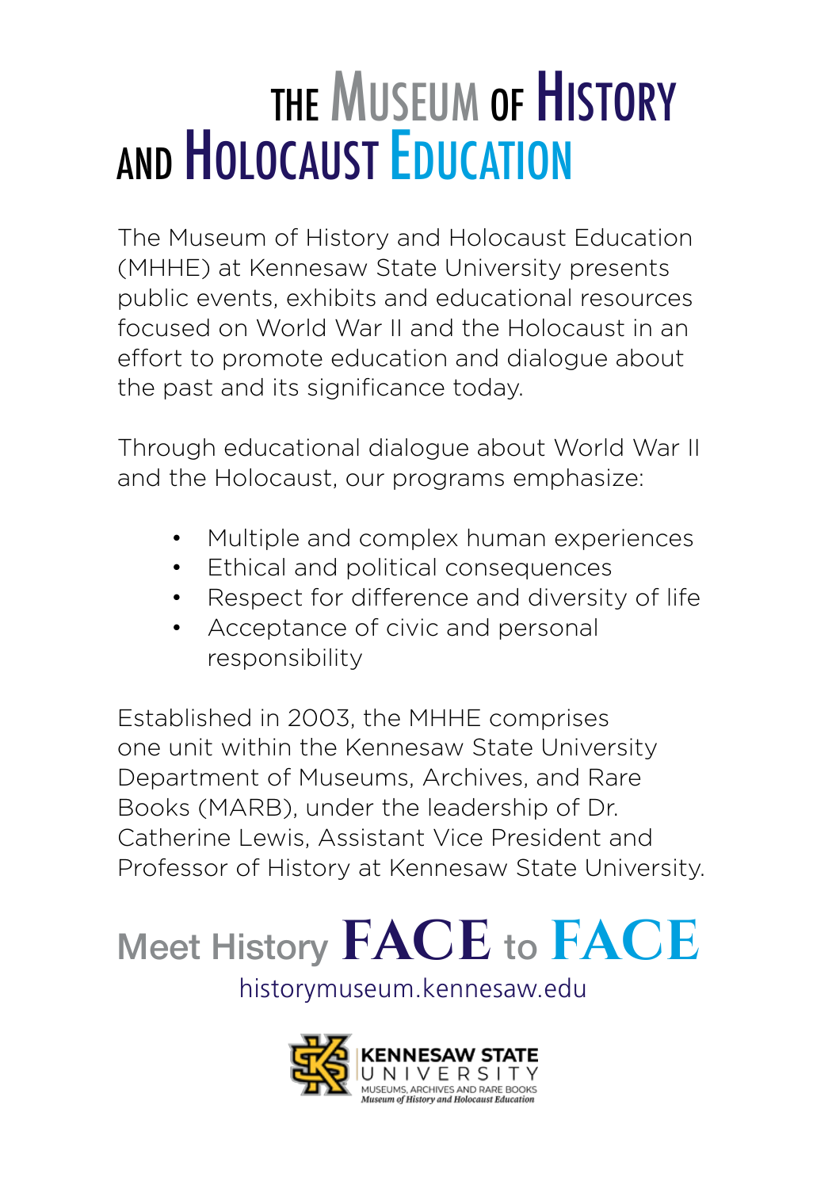# The Museum of History and Holocaust Education

The Museum of History and Holocaust Education (MHHE) at Kennesaw State University presents public events, exhibits and educational resources focused on World War II and the Holocaust in an effort to promote education and dialogue about the past and its significance today.

Through educational dialogue about World War II and the Holocaust, our programs emphasize:

- Multiple and complex human experiences
- Ethical and political consequences
- Respect for difference and diversity of life
- Acceptance of civic and personal responsibility

Established in 2003, the MHHE comprises one unit within the Kennesaw State University Department of Museums, Archives, and Rare Books (MARB), under the leadership of Dr. Catherine Lewis, Assistant Vice President and Professor of History at Kennesaw State University.

## Meet History **FACE** to **FACE**

historymuseum.kennesaw.edu

KENNESAW STATE UNIVERSITY
MUSEUMS, ARCHIVES AND RARE BOOKS
*Museum of History and Holocaust Education*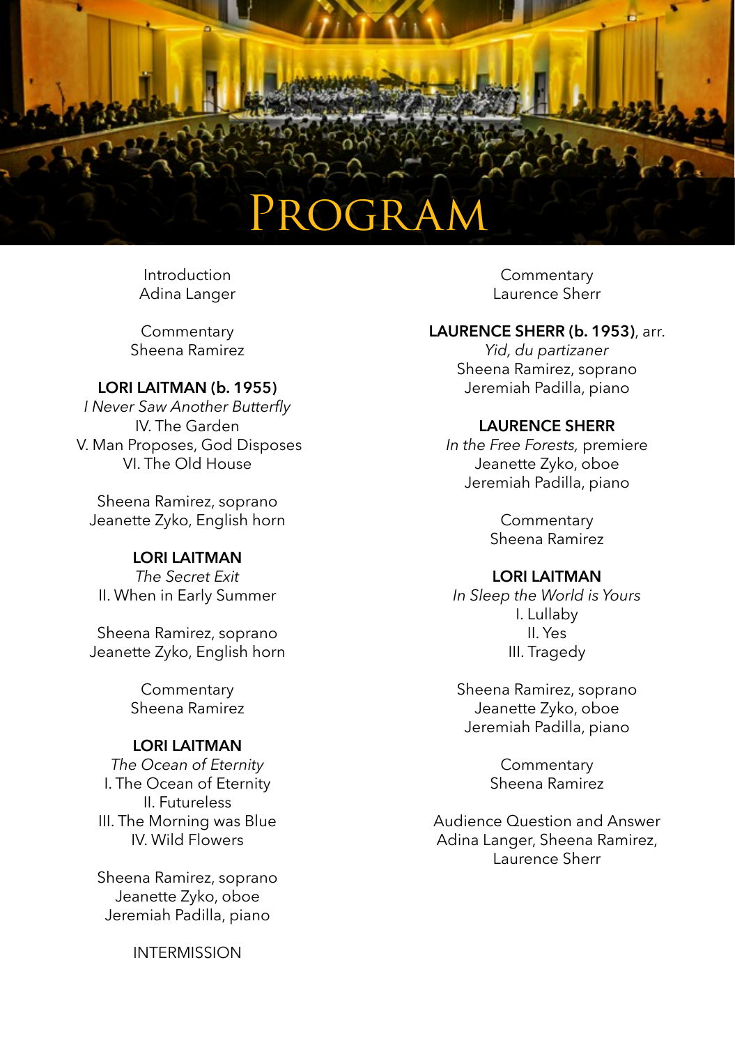# Program

Introduction
Adina Langer

Commentary
Sheena Ramirez

**LORI LAITMAN (b. 1955)**
*I Never Saw Another Butterfly*
IV. The Garden
V. Man Proposes, God Disposes
VI. The Old House

Sheena Ramirez, soprano
Jeanette Zyko, English horn

**LORI LAITMAN**
*The Secret Exit*
II. When in Early Summer

Sheena Ramirez, soprano
Jeanette Zyko, English horn

Commentary
Sheena Ramirez

**LORI LAITMAN**
*The Ocean of Eternity*
I. The Ocean of Eternity
II. Futureless
III. The Morning was Blue
IV. Wild Flowers

Sheena Ramirez, soprano
Jeanette Zyko, oboe
Jeremiah Padilla, piano

INTERMISSION

Commentary
Laurence Sherr

**LAURENCE SHERR (b. 1953)**, arr.
*Yid, du partizaner*
Sheena Ramirez, soprano
Jeremiah Padilla, piano

**LAURENCE SHERR**
*In the Free Forests,* premiere
Jeanette Zyko, oboe
Jeremiah Padilla, piano

Commentary
Sheena Ramirez

**LORI LAITMAN**
*In Sleep the World is Yours*
I. Lullaby
II. Yes
III. Tragedy

Sheena Ramirez, soprano
Jeanette Zyko, oboe
Jeremiah Padilla, piano

Commentary
Sheena Ramirez

Audience Question and Answer
Adina Langer, Sheena Ramirez, Laurence Sherr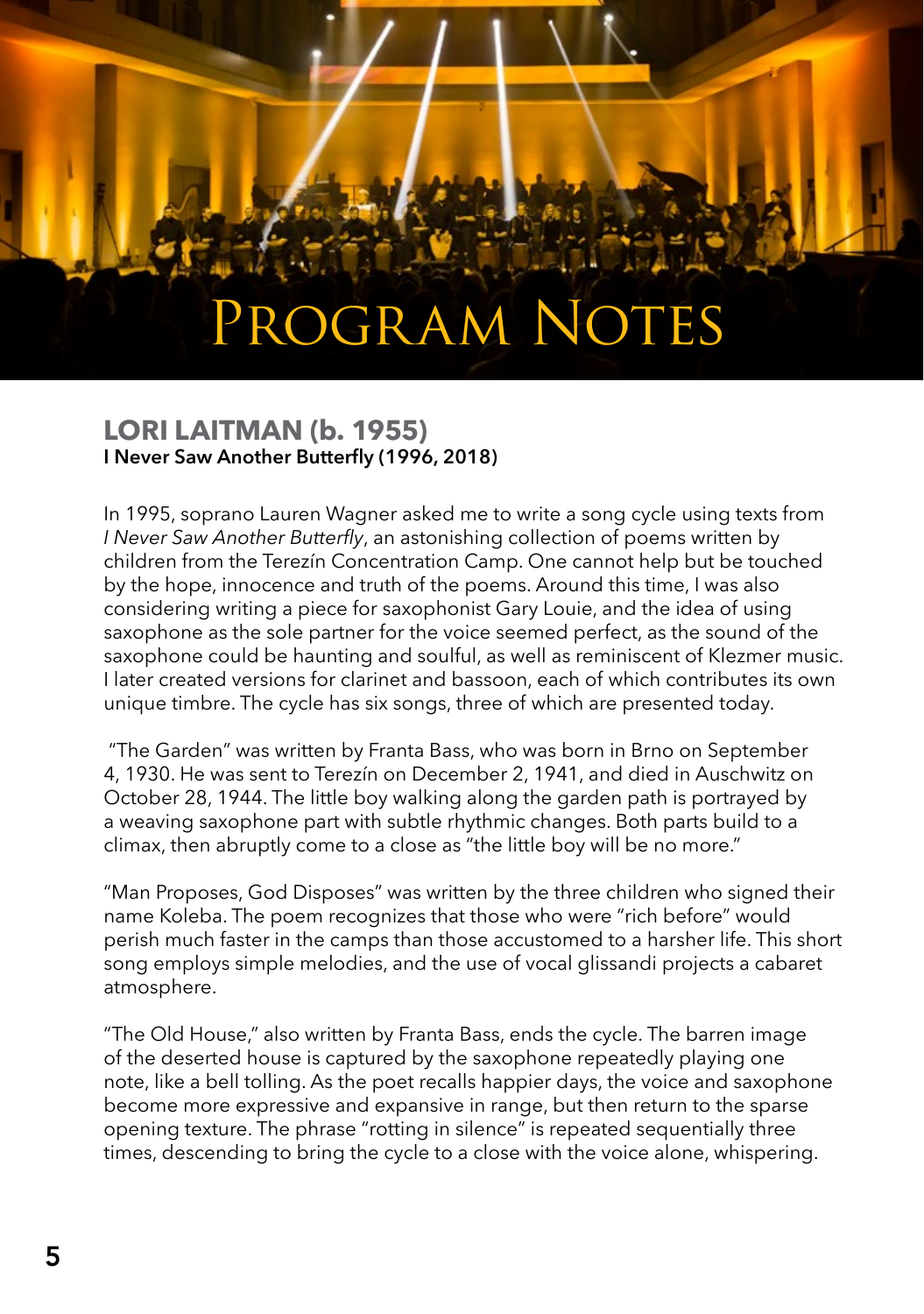# Program Notes

## LORI LAITMAN (b. 1955)

**I Never Saw Another Butterfly (1996, 2018)**

In 1995, soprano Lauren Wagner asked me to write a song cycle using texts from *I Never Saw Another Butterfly*, an astonishing collection of poems written by children from the Terezín Concentration Camp. One cannot help but be touched by the hope, innocence and truth of the poems. Around this time, I was also considering writing a piece for saxophonist Gary Louie, and the idea of using saxophone as the sole partner for the voice seemed perfect, as the sound of the saxophone could be haunting and soulful, as well as reminiscent of Klezmer music. I later created versions for clarinet and bassoon, each of which contributes its own unique timbre. The cycle has six songs, three of which are presented today.

"The Garden" was written by Franta Bass, who was born in Brno on September 4, 1930. He was sent to Terezín on December 2, 1941, and died in Auschwitz on October 28, 1944. The little boy walking along the garden path is portrayed by a weaving saxophone part with subtle rhythmic changes. Both parts build to a climax, then abruptly come to a close as "the little boy will be no more."

"Man Proposes, God Disposes" was written by the three children who signed their name Koleba. The poem recognizes that those who were "rich before" would perish much faster in the camps than those accustomed to a harsher life. This short song employs simple melodies, and the use of vocal glissandi projects a cabaret atmosphere.

"The Old House," also written by Franta Bass, ends the cycle. The barren image of the deserted house is captured by the saxophone repeatedly playing one note, like a bell tolling. As the poet recalls happier days, the voice and saxophone become more expressive and expansive in range, but then return to the sparse opening texture. The phrase "rotting in silence" is repeated sequentially three times, descending to bring the cycle to a close with the voice alone, whispering.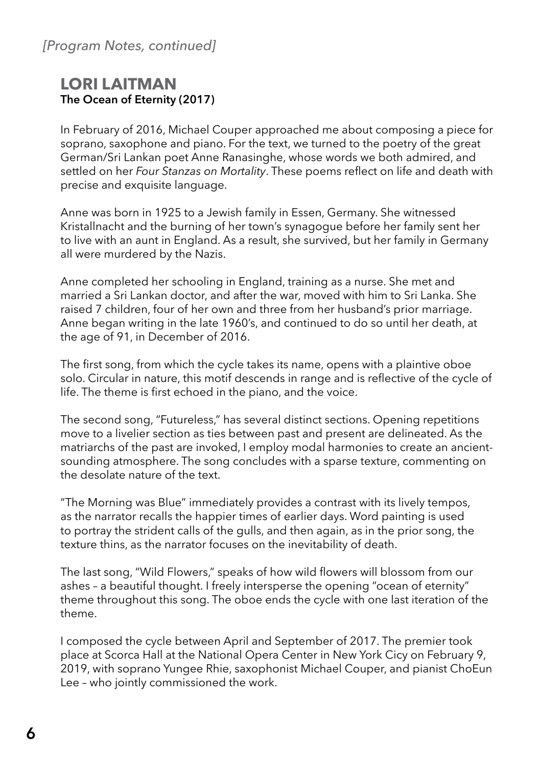*[Program Notes, continued]*

## LORI LAITMAN

**The Ocean of Eternity (2017)**

In February of 2016, Michael Couper approached me about composing a piece for soprano, saxophone and piano. For the text, we turned to the poetry of the great German/Sri Lankan poet Anne Ranasinghe, whose words we both admired, and settled on her *Four Stanzas on Mortality*. These poems reflect on life and death with precise and exquisite language.

Anne was born in 1925 to a Jewish family in Essen, Germany. She witnessed Kristallnacht and the burning of her town's synagogue before her family sent her to live with an aunt in England. As a result, she survived, but her family in Germany all were murdered by the Nazis.

Anne completed her schooling in England, training as a nurse. She met and married a Sri Lankan doctor, and after the war, moved with him to Sri Lanka. She raised 7 children, four of her own and three from her husband's prior marriage. Anne began writing in the late 1960's, and continued to do so until her death, at the age of 91, in December of 2016.

The first song, from which the cycle takes its name, opens with a plaintive oboe solo. Circular in nature, this motif descends in range and is reflective of the cycle of life. The theme is first echoed in the piano, and the voice.

The second song, "Futureless," has several distinct sections. Opening repetitions move to a livelier section as ties between past and present are delineated. As the matriarchs of the past are invoked, I employ modal harmonies to create an ancient-sounding atmosphere. The song concludes with a sparse texture, commenting on the desolate nature of the text.

"The Morning was Blue" immediately provides a contrast with its lively tempos, as the narrator recalls the happier times of earlier days. Word painting is used to portray the strident calls of the gulls, and then again, as in the prior song, the texture thins, as the narrator focuses on the inevitability of death.

The last song, "Wild Flowers," speaks of how wild flowers will blossom from our ashes – a beautiful thought. I freely intersperse the opening "ocean of eternity" theme throughout this song. The oboe ends the cycle with one last iteration of the theme.

I composed the cycle between April and September of 2017. The premier took place at Scorca Hall at the National Opera Center in New York Cicy on February 9, 2019, with soprano Yungee Rhie, saxophonist Michael Couper, and pianist ChoEun Lee – who jointly commissioned the work.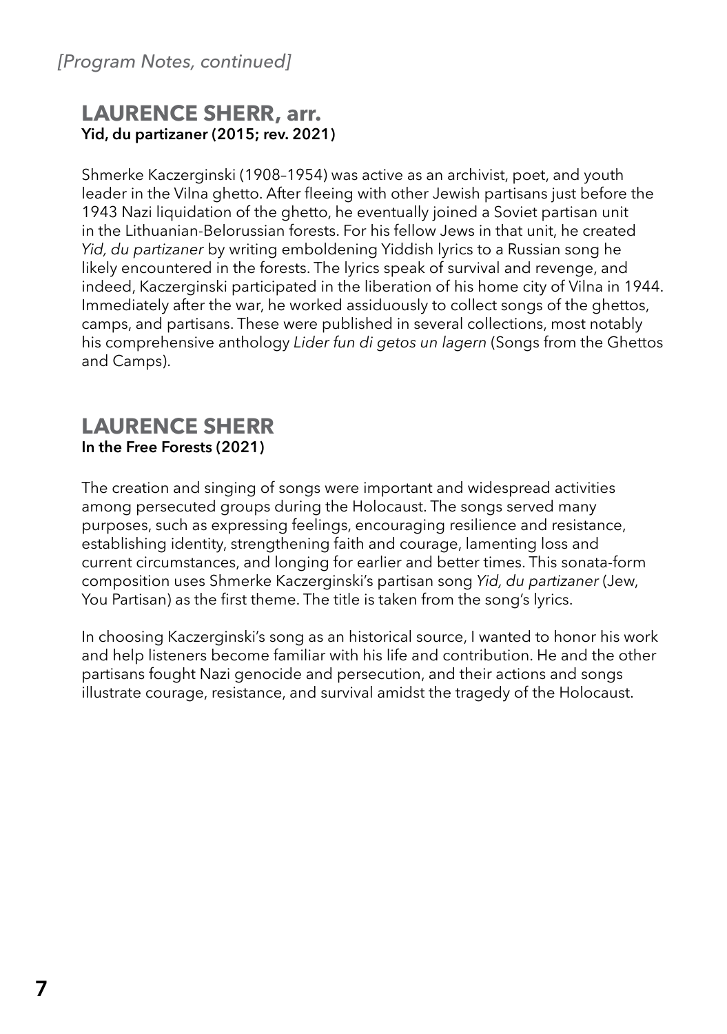*[Program Notes, continued]*

## LAURENCE SHERR, arr.
**Yid, du partizaner (2015; rev. 2021)**

Shmerke Kaczerginski (1908–1954) was active as an archivist, poet, and youth leader in the Vilna ghetto. After fleeing with other Jewish partisans just before the 1943 Nazi liquidation of the ghetto, he eventually joined a Soviet partisan unit in the Lithuanian-Belorussian forests. For his fellow Jews in that unit, he created *Yid, du partizaner* by writing emboldening Yiddish lyrics to a Russian song he likely encountered in the forests. The lyrics speak of survival and revenge, and indeed, Kaczerginski participated in the liberation of his home city of Vilna in 1944. Immediately after the war, he worked assiduously to collect songs of the ghettos, camps, and partisans. These were published in several collections, most notably his comprehensive anthology *Lider fun di getos un lagern* (Songs from the Ghettos and Camps).

## LAURENCE SHERR
**In the Free Forests (2021)**

The creation and singing of songs were important and widespread activities among persecuted groups during the Holocaust. The songs served many purposes, such as expressing feelings, encouraging resilience and resistance, establishing identity, strengthening faith and courage, lamenting loss and current circumstances, and longing for earlier and better times. This sonata-form composition uses Shmerke Kaczerginski's partisan song *Yid, du partizaner* (Jew, You Partisan) as the first theme. The title is taken from the song's lyrics.

In choosing Kaczerginski's song as an historical source, I wanted to honor his work and help listeners become familiar with his life and contribution. He and the other partisans fought Nazi genocide and persecution, and their actions and songs illustrate courage, resistance, and survival amidst the tragedy of the Holocaust.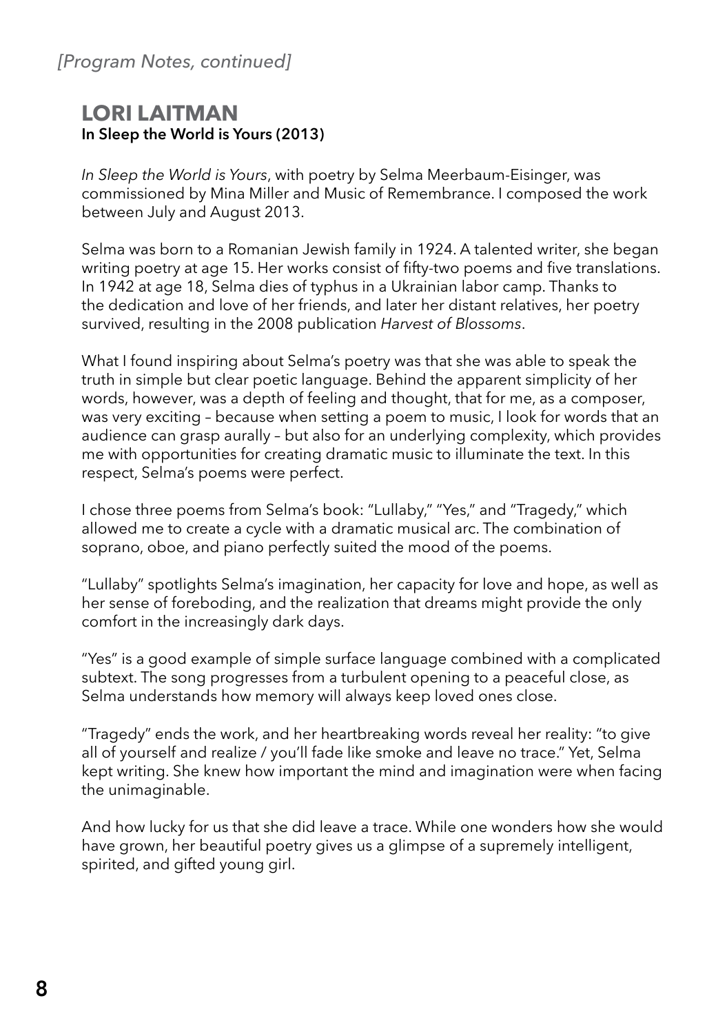*[Program Notes, continued]*

## LORI LAITMAN

**In Sleep the World is Yours (2013)**

*In Sleep the World is Yours*, with poetry by Selma Meerbaum-Eisinger, was commissioned by Mina Miller and Music of Remembrance. I composed the work between July and August 2013.

Selma was born to a Romanian Jewish family in 1924. A talented writer, she began writing poetry at age 15. Her works consist of fifty-two poems and five translations. In 1942 at age 18, Selma dies of typhus in a Ukrainian labor camp. Thanks to the dedication and love of her friends, and later her distant relatives, her poetry survived, resulting in the 2008 publication *Harvest of Blossoms*.

What I found inspiring about Selma's poetry was that she was able to speak the truth in simple but clear poetic language. Behind the apparent simplicity of her words, however, was a depth of feeling and thought, that for me, as a composer, was very exciting – because when setting a poem to music, I look for words that an audience can grasp aurally – but also for an underlying complexity, which provides me with opportunities for creating dramatic music to illuminate the text. In this respect, Selma's poems were perfect.

I chose three poems from Selma's book: "Lullaby," "Yes," and "Tragedy," which allowed me to create a cycle with a dramatic musical arc. The combination of soprano, oboe, and piano perfectly suited the mood of the poems.

"Lullaby" spotlights Selma's imagination, her capacity for love and hope, as well as her sense of foreboding, and the realization that dreams might provide the only comfort in the increasingly dark days.

"Yes" is a good example of simple surface language combined with a complicated subtext. The song progresses from a turbulent opening to a peaceful close, as Selma understands how memory will always keep loved ones close.

"Tragedy" ends the work, and her heartbreaking words reveal her reality: "to give all of yourself and realize / you'll fade like smoke and leave no trace." Yet, Selma kept writing. She knew how important the mind and imagination were when facing the unimaginable.

And how lucky for us that she did leave a trace. While one wonders how she would have grown, her beautiful poetry gives us a glimpse of a supremely intelligent, spirited, and gifted young girl.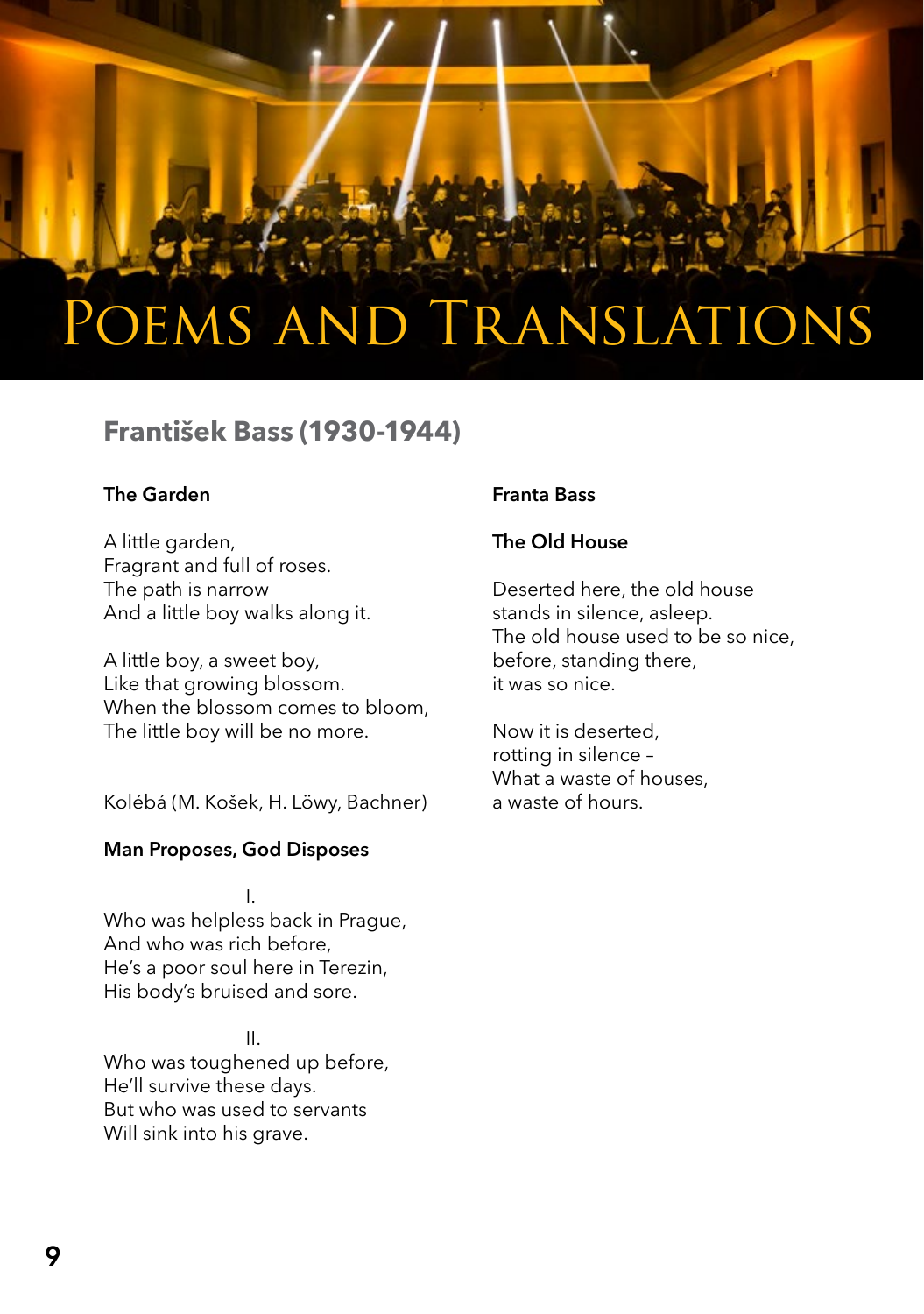// Poems and Translations

# Poems and Translations

## František Bass (1930-1944)

### The Garden

A little garden,
Fragrant and full of roses.
The path is narrow
And a little boy walks along it.

A little boy, a sweet boy,
Like that growing blossom.
When the blossom comes to bloom,
The little boy will be no more.

Kolébá (M. Košek, H. Löwy, Bachner)

### Man Proposes, God Disposes

I.

Who was helpless back in Prague,
And who was rich before,
He's a poor soul here in Terezin,
His body's bruised and sore.

II.

Who was toughened up before,
He'll survive these days.
But who was used to servants
Will sink into his grave.

**Franta Bass**

### The Old House

Deserted here, the old house
stands in silence, asleep.
The old house used to be so nice,
before, standing there,
it was so nice.

Now it is deserted,
rotting in silence –
What a waste of houses,
a waste of hours.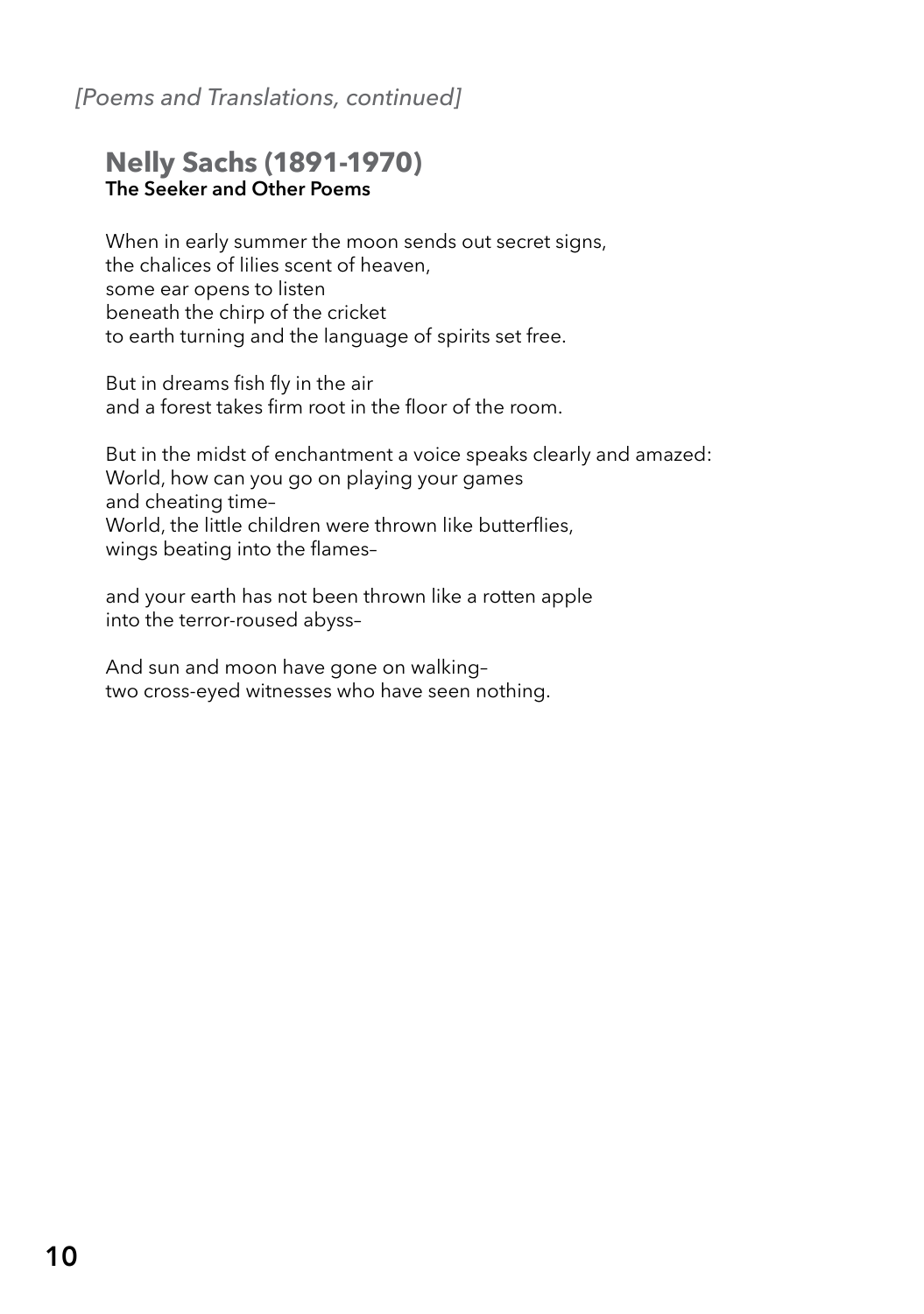*[Poems and Translations, continued]*

## Nelly Sachs (1891-1970)

**The Seeker and Other Poems**

When in early summer the moon sends out secret signs,  
the chalices of lilies scent of heaven,  
some ear opens to listen  
beneath the chirp of the cricket  
to earth turning and the language of spirits set free.

But in dreams fish fly in the air  
and a forest takes firm root in the floor of the room.

But in the midst of enchantment a voice speaks clearly and amazed:  
World, how can you go on playing your games  
and cheating time–  
World, the little children were thrown like butterflies,  
wings beating into the flames–

and your earth has not been thrown like a rotten apple  
into the terror-roused abyss–

And sun and moon have gone on walking–  
two cross-eyed witnesses who have seen nothing.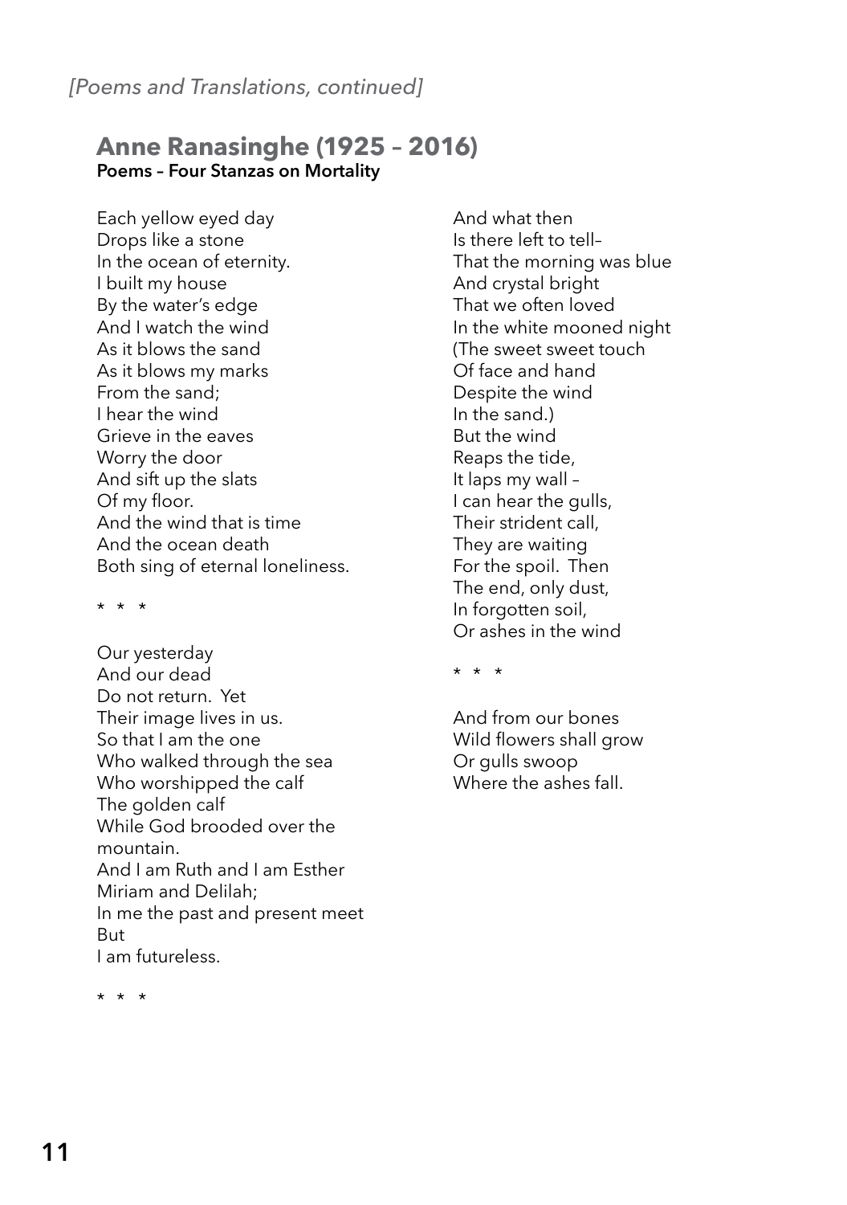*[Poems and Translations, continued]*

## Anne Ranasinghe (1925 – 2016)

**Poems – Four Stanzas on Mortality**

Each yellow eyed day
Drops like a stone
In the ocean of eternity.
I built my house
By the water's edge
And I watch the wind
As it blows the sand
As it blows my marks
From the sand;
I hear the wind
Grieve in the eaves
Worry the door
And sift up the slats
Of my floor.
And the wind that is time
And the ocean death
Both sing of eternal loneliness.

\* \* \*

Our yesterday
And our dead
Do not return. Yet
Their image lives in us.
So that I am the one
Who walked through the sea
Who worshipped the calf
The golden calf
While God brooded over the
mountain.
And I am Ruth and I am Esther
Miriam and Delilah;
In me the past and present meet
But
I am futureless.

\* \* \*

And what then
Is there left to tell–
That the morning was blue
And crystal bright
That we often loved
In the white mooned night
(The sweet sweet touch
Of face and hand
Despite the wind
In the sand.)
But the wind
Reaps the tide,
It laps my wall –
I can hear the gulls,
Their strident call,
They are waiting
For the spoil. Then
The end, only dust,
In forgotten soil,
Or ashes in the wind

\* \* \*

And from our bones
Wild flowers shall grow
Or gulls swoop
Where the ashes fall.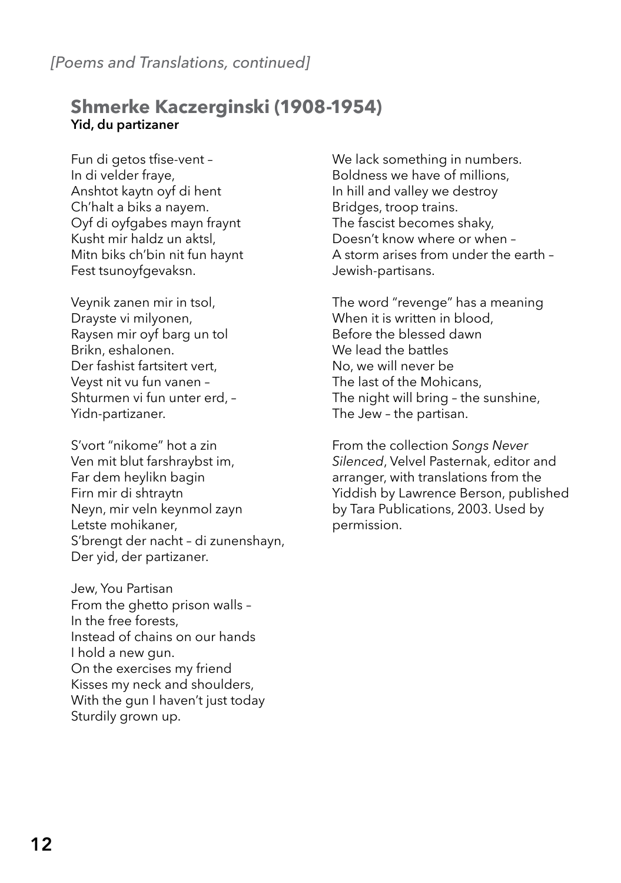*[Poems and Translations, continued]*

## Shmerke Kaczerginski (1908-1954)

**Yid, du partizaner**

Fun di getos tfise-vent –  
In di velder fraye,  
Anshtot kaytn oyf di hent  
Ch'halt a biks a nayem.  
Oyf di oyfgabes mayn fraynt  
Kusht mir haldz un aktsl,  
Mitn biks ch'bin nit fun haynt  
Fest tsunoyfgevaksn.

Veynik zanen mir in tsol,  
Drayste vi milyonen,  
Raysen mir oyf barg un tol  
Brikn, eshalonen.  
Der fashist fartsitert vert,  
Veyst nit vu fun vanen –  
Shturmen vi fun unter erd, –  
Yidn-partizaner.

S'vort "nikome" hot a zin  
Ven mit blut farshraybst im,  
Far dem heylikn bagin  
Firn mir di shtraytn  
Neyn, mir veln keynmol zayn  
Letste mohikaner,  
S'brengt der nacht – di zunenshayn,  
Der yid, der partizaner.

Jew, You Partisan  
From the ghetto prison walls –  
In the free forests,  
Instead of chains on our hands  
I hold a new gun.  
On the exercises my friend  
Kisses my neck and shoulders,  
With the gun I haven't just today  
Sturdily grown up.

We lack something in numbers.  
Boldness we have of millions,  
In hill and valley we destroy  
Bridges, troop trains.  
The fascist becomes shaky,  
Doesn't know where or when –  
A storm arises from under the earth –  
Jewish-partisans.

The word "revenge" has a meaning  
When it is written in blood,  
Before the blessed dawn  
We lead the battles  
No, we will never be  
The last of the Mohicans,  
The night will bring – the sunshine,  
The Jew – the partisan.

From the collection *Songs Never Silenced*, Velvel Pasternak, editor and arranger, with translations from the Yiddish by Lawrence Berson, published by Tara Publications, 2003. Used by permission.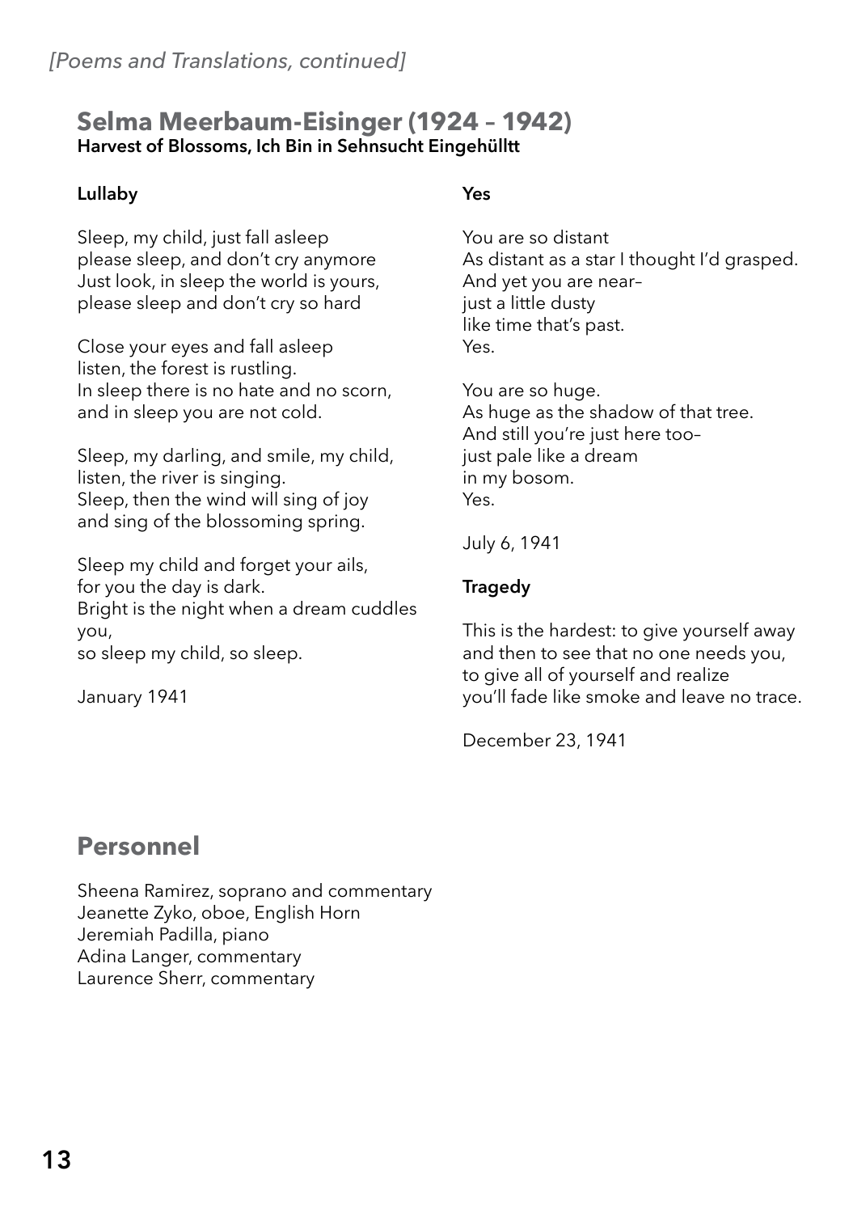*[Poems and Translations, continued]*

## Selma Meerbaum-Eisinger (1924 – 1942)

**Harvest of Blossoms, Ich Bin in Sehnsucht Eingehülltt**

**Lullaby**

Sleep, my child, just fall asleep
please sleep, and don't cry anymore
Just look, in sleep the world is yours,
please sleep and don't cry so hard

Close your eyes and fall asleep
listen, the forest is rustling.
In sleep there is no hate and no scorn,
and in sleep you are not cold.

Sleep, my darling, and smile, my child,
listen, the river is singing.
Sleep, then the wind will sing of joy
and sing of the blossoming spring.

Sleep my child and forget your ails,
for you the day is dark.
Bright is the night when a dream cuddles you,
so sleep my child, so sleep.

January 1941

**Yes**

You are so distant
As distant as a star I thought I'd grasped.
And yet you are near–
just a little dusty
like time that's past.
Yes.

You are so huge.
As huge as the shadow of that tree.
And still you're just here too–
just pale like a dream
in my bosom.
Yes.

July 6, 1941

**Tragedy**

This is the hardest: to give yourself away
and then to see that no one needs you,
to give all of yourself and realize
you'll fade like smoke and leave no trace.

December 23, 1941

## Personnel

Sheena Ramirez, soprano and commentary
Jeanette Zyko, oboe, English Horn
Jeremiah Padilla, piano
Adina Langer, commentary
Laurence Sherr, commentary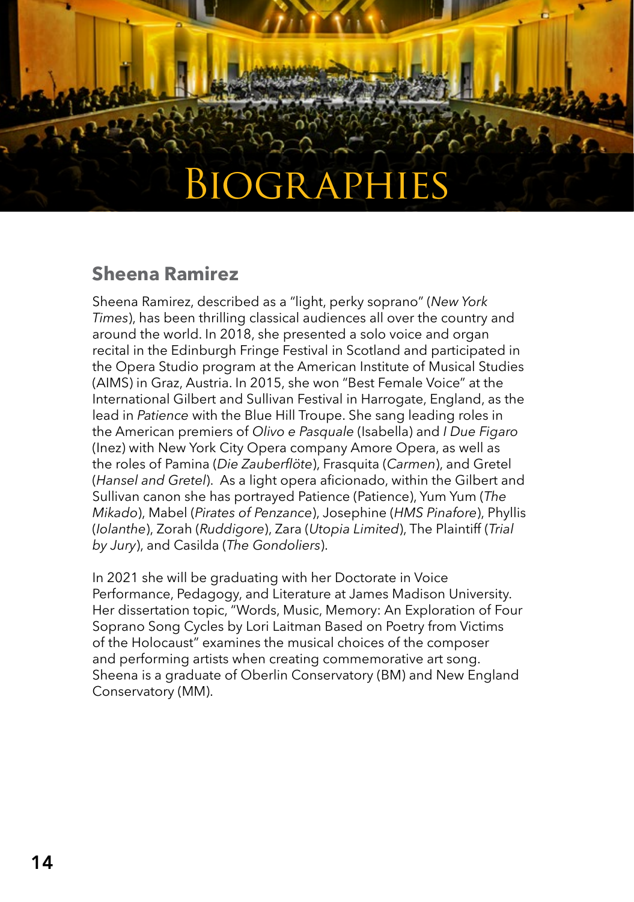# Biographies

## Sheena Ramirez

Sheena Ramirez, described as a "light, perky soprano" (*New York Times*), has been thrilling classical audiences all over the country and around the world. In 2018, she presented a solo voice and organ recital in the Edinburgh Fringe Festival in Scotland and participated in the Opera Studio program at the American Institute of Musical Studies (AIMS) in Graz, Austria. In 2015, she won "Best Female Voice" at the International Gilbert and Sullivan Festival in Harrogate, England, as the lead in *Patience* with the Blue Hill Troupe. She sang leading roles in the American premiers of *Olivo e Pasquale* (Isabella) and *I Due Figaro* (Inez) with New York City Opera company Amore Opera, as well as the roles of Pamina (*Die Zauberflöte*), Frasquita (*Carmen*), and Gretel (*Hansel and Gretel*). As a light opera aficionado, within the Gilbert and Sullivan canon she has portrayed Patience (Patience), Yum Yum (*The Mikado*), Mabel (*Pirates of Penzance*), Josephine (*HMS Pinafore*), Phyllis (*Iolanthe*), Zorah (*Ruddigore*), Zara (*Utopia Limited*), The Plaintiff (*Trial by Jury*), and Casilda (*The Gondoliers*).

In 2021 she will be graduating with her Doctorate in Voice Performance, Pedagogy, and Literature at James Madison University. Her dissertation topic, "Words, Music, Memory: An Exploration of Four Soprano Song Cycles by Lori Laitman Based on Poetry from Victims of the Holocaust" examines the musical choices of the composer and performing artists when creating commemorative art song. Sheena is a graduate of Oberlin Conservatory (BM) and New England Conservatory (MM).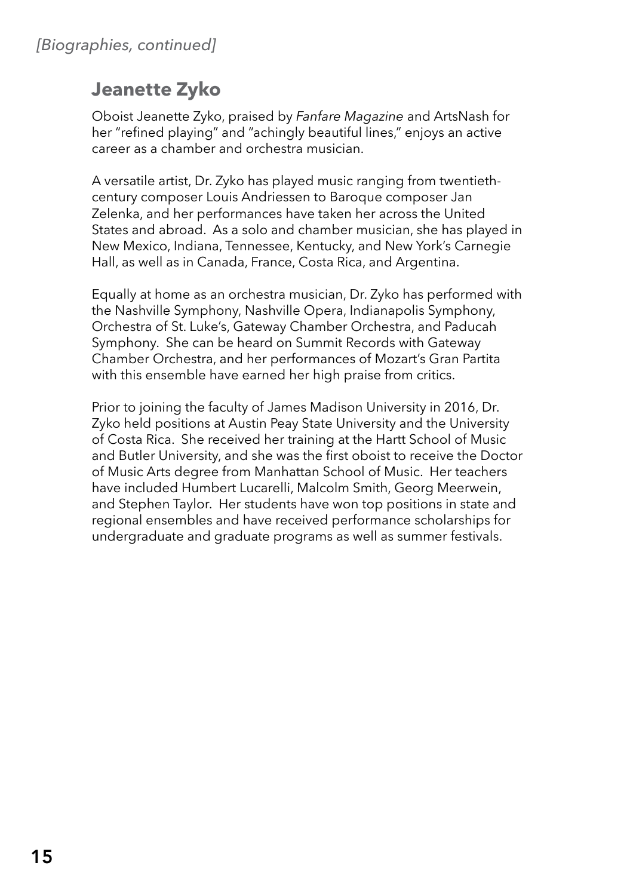*[Biographies, continued]*

## Jeanette Zyko

Oboist Jeanette Zyko, praised by *Fanfare Magazine* and ArtsNash for her "refined playing" and "achingly beautiful lines," enjoys an active career as a chamber and orchestra musician.

A versatile artist, Dr. Zyko has played music ranging from twentieth-century composer Louis Andriessen to Baroque composer Jan Zelenka, and her performances have taken her across the United States and abroad. As a solo and chamber musician, she has played in New Mexico, Indiana, Tennessee, Kentucky, and New York's Carnegie Hall, as well as in Canada, France, Costa Rica, and Argentina.

Equally at home as an orchestra musician, Dr. Zyko has performed with the Nashville Symphony, Nashville Opera, Indianapolis Symphony, Orchestra of St. Luke's, Gateway Chamber Orchestra, and Paducah Symphony. She can be heard on Summit Records with Gateway Chamber Orchestra, and her performances of Mozart's Gran Partita with this ensemble have earned her high praise from critics.

Prior to joining the faculty of James Madison University in 2016, Dr. Zyko held positions at Austin Peay State University and the University of Costa Rica. She received her training at the Hartt School of Music and Butler University, and she was the first oboist to receive the Doctor of Music Arts degree from Manhattan School of Music. Her teachers have included Humbert Lucarelli, Malcolm Smith, Georg Meerwein, and Stephen Taylor. Her students have won top positions in state and regional ensembles and have received performance scholarships for undergraduate and graduate programs as well as summer festivals.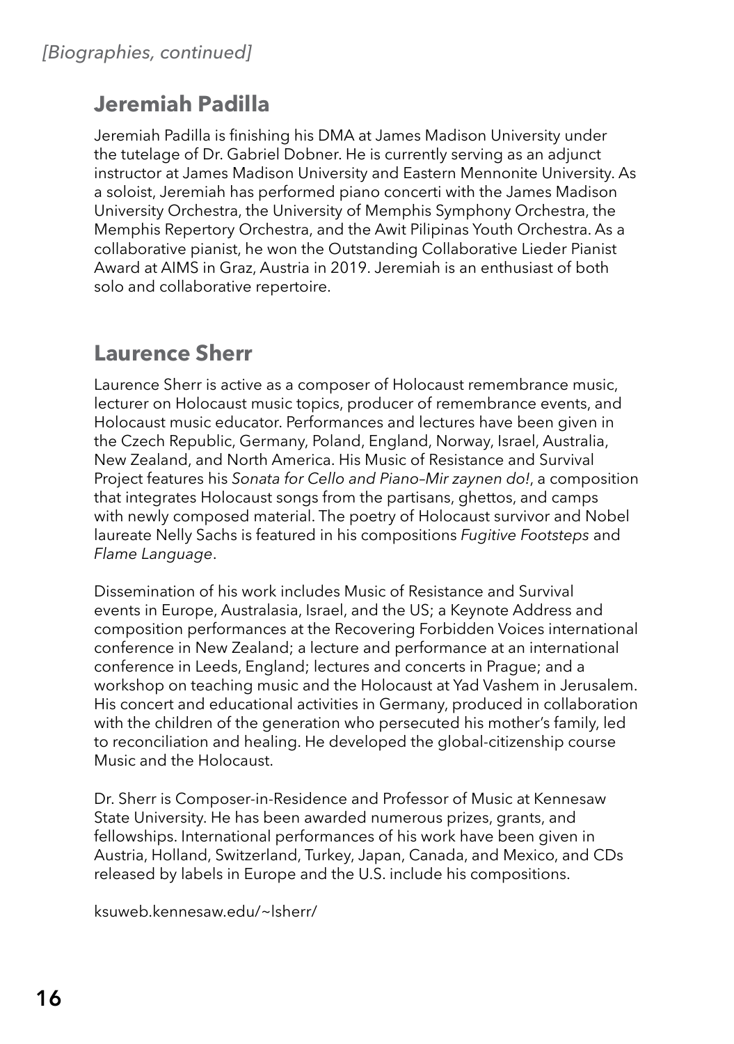*[Biographies, continued]*

## Jeremiah Padilla

Jeremiah Padilla is finishing his DMA at James Madison University under the tutelage of Dr. Gabriel Dobner. He is currently serving as an adjunct instructor at James Madison University and Eastern Mennonite University. As a soloist, Jeremiah has performed piano concerti with the James Madison University Orchestra, the University of Memphis Symphony Orchestra, the Memphis Repertory Orchestra, and the Awit Pilipinas Youth Orchestra. As a collaborative pianist, he won the Outstanding Collaborative Lieder Pianist Award at AIMS in Graz, Austria in 2019. Jeremiah is an enthusiast of both solo and collaborative repertoire.

## Laurence Sherr

Laurence Sherr is active as a composer of Holocaust remembrance music, lecturer on Holocaust music topics, producer of remembrance events, and Holocaust music educator. Performances and lectures have been given in the Czech Republic, Germany, Poland, England, Norway, Israel, Australia, New Zealand, and North America. His Music of Resistance and Survival Project features his *Sonata for Cello and Piano–Mir zaynen do!*, a composition that integrates Holocaust songs from the partisans, ghettos, and camps with newly composed material. The poetry of Holocaust survivor and Nobel laureate Nelly Sachs is featured in his compositions *Fugitive Footsteps* and *Flame Language*.

Dissemination of his work includes Music of Resistance and Survival events in Europe, Australasia, Israel, and the US; a Keynote Address and composition performances at the Recovering Forbidden Voices international conference in New Zealand; a lecture and performance at an international conference in Leeds, England; lectures and concerts in Prague; and a workshop on teaching music and the Holocaust at Yad Vashem in Jerusalem. His concert and educational activities in Germany, produced in collaboration with the children of the generation who persecuted his mother's family, led to reconciliation and healing. He developed the global-citizenship course Music and the Holocaust.

Dr. Sherr is Composer-in-Residence and Professor of Music at Kennesaw State University. He has been awarded numerous prizes, grants, and fellowships. International performances of his work have been given in Austria, Holland, Switzerland, Turkey, Japan, Canada, and Mexico, and CDs released by labels in Europe and the U.S. include his compositions.

ksuweb.kennesaw.edu/~lsherr/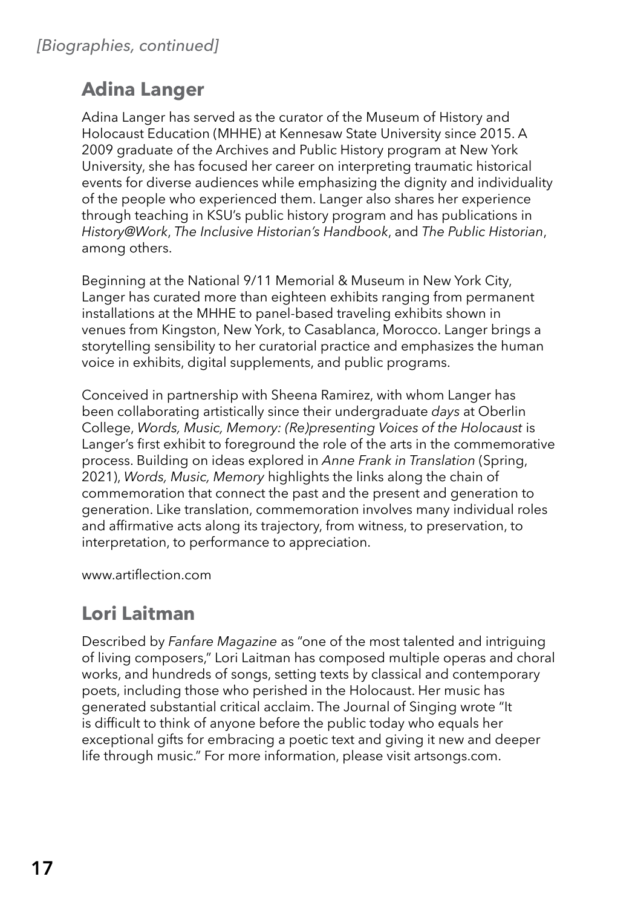*[Biographies, continued]*

## Adina Langer

Adina Langer has served as the curator of the Museum of History and Holocaust Education (MHHE) at Kennesaw State University since 2015. A 2009 graduate of the Archives and Public History program at New York University, she has focused her career on interpreting traumatic historical events for diverse audiences while emphasizing the dignity and individuality of the people who experienced them. Langer also shares her experience through teaching in KSU's public history program and has publications in *History@Work*, *The Inclusive Historian's Handbook*, and *The Public Historian*, among others.

Beginning at the National 9/11 Memorial & Museum in New York City, Langer has curated more than eighteen exhibits ranging from permanent installations at the MHHE to panel-based traveling exhibits shown in venues from Kingston, New York, to Casablanca, Morocco. Langer brings a storytelling sensibility to her curatorial practice and emphasizes the human voice in exhibits, digital supplements, and public programs.

Conceived in partnership with Sheena Ramirez, with whom Langer has been collaborating artistically since their undergraduate *days* at Oberlin College, *Words, Music, Memory: (Re)presenting Voices of the Holocaust* is Langer's first exhibit to foreground the role of the arts in the commemorative process. Building on ideas explored in *Anne Frank in Translation* (Spring, 2021), *Words, Music, Memory* highlights the links along the chain of commemoration that connect the past and the present and generation to generation. Like translation, commemoration involves many individual roles and affirmative acts along its trajectory, from witness, to preservation, to interpretation, to performance to appreciation.

www.artiflection.com

## Lori Laitman

Described by *Fanfare Magazine* as "one of the most talented and intriguing of living composers," Lori Laitman has composed multiple operas and choral works, and hundreds of songs, setting texts by classical and contemporary poets, including those who perished in the Holocaust. Her music has generated substantial critical acclaim. The Journal of Singing wrote "It is difficult to think of anyone before the public today who equals her exceptional gifts for embracing a poetic text and giving it new and deeper life through music." For more information, please visit artsongs.com.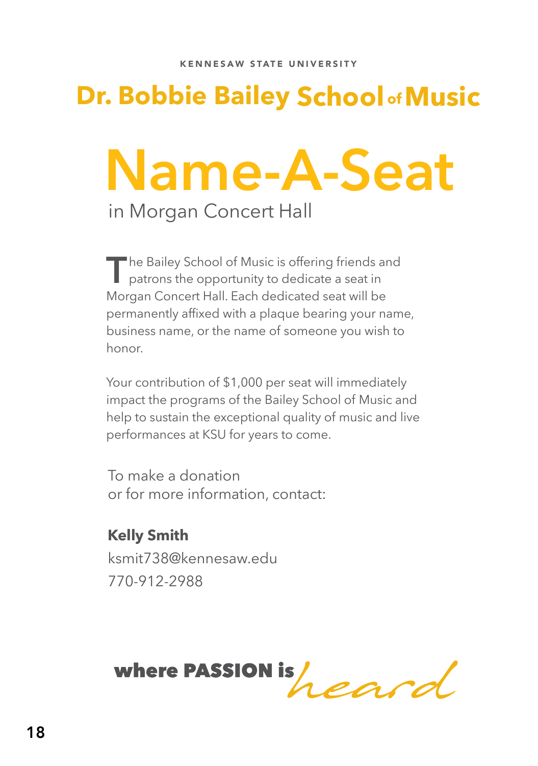KENNESAW STATE UNIVERSITY

## Dr. Bobbie Bailey School of Music

# Name-A-Seat

in Morgan Concert Hall

The Bailey School of Music is offering friends and patrons the opportunity to dedicate a seat in Morgan Concert Hall. Each dedicated seat will be permanently affixed with a plaque bearing your name, business name, or the name of someone you wish to honor.

Your contribution of $1,000 per seat will immediately impact the programs of the Bailey School of Music and help to sustain the exceptional quality of music and live performances at KSU for years to come.

To make a donation
or for more information, contact:

**Kelly Smith**
ksmit738@kennesaw.edu
770-912-2988

**where PASSION is** *heard*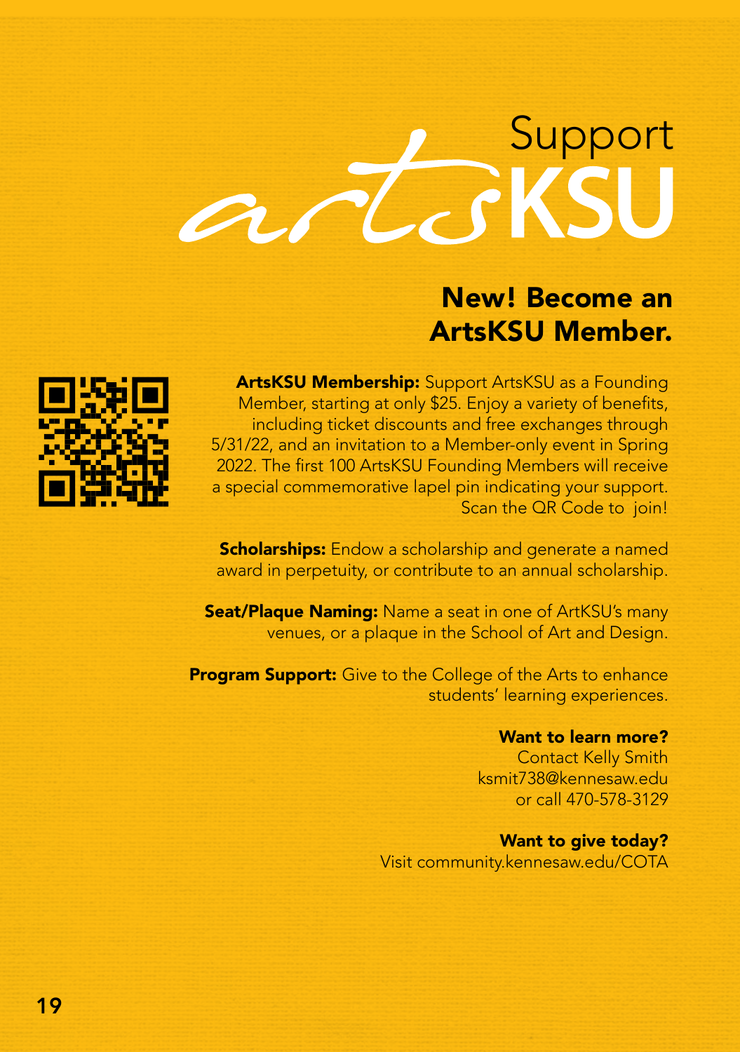# Support artsKSU

## New! Become an ArtsKSU Member.

**ArtsKSU Membership:** Support ArtsKSU as a Founding Member, starting at only $25. Enjoy a variety of benefits, including ticket discounts and free exchanges through 5/31/22, and an invitation to a Member-only event in Spring 2022. The first 100 ArtsKSU Founding Members will receive a special commemorative lapel pin indicating your support. Scan the QR Code to join!

**Scholarships:** Endow a scholarship and generate a named award in perpetuity, or contribute to an annual scholarship.

**Seat/Plaque Naming:** Name a seat in one of ArtKSU's many venues, or a plaque in the School of Art and Design.

**Program Support:** Give to the College of the Arts to enhance students' learning experiences.

**Want to learn more?**
Contact Kelly Smith
ksmit738@kennesaw.edu
or call 470-578-3129

**Want to give today?**
Visit community.kennesaw.edu/COTA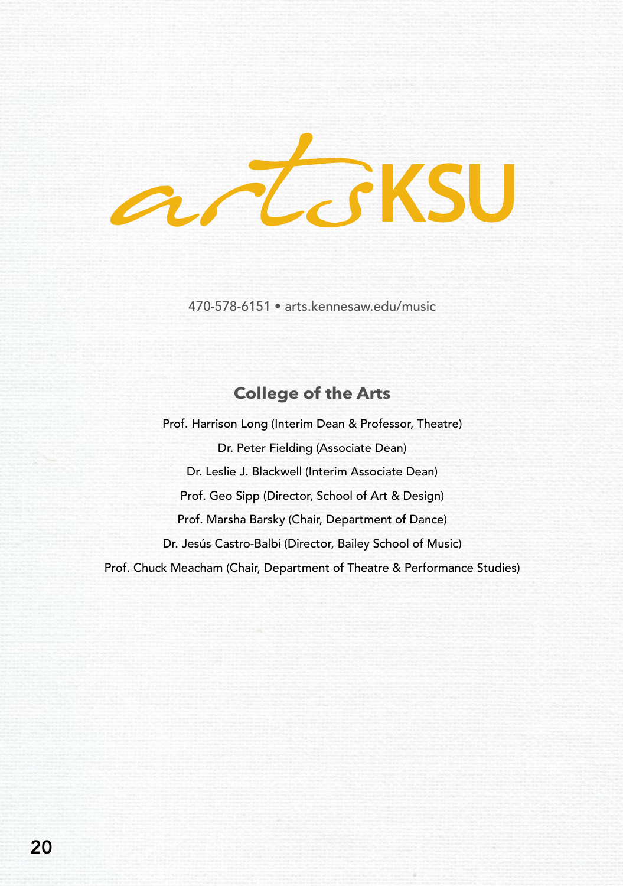artsKSU

470-578-6151 • arts.kennesaw.edu/music

## College of the Arts

Prof. Harrison Long (Interim Dean & Professor, Theatre)

Dr. Peter Fielding (Associate Dean)

Dr. Leslie J. Blackwell (Interim Associate Dean)

Prof. Geo Sipp (Director, School of Art & Design)

Prof. Marsha Barsky (Chair, Department of Dance)

Dr. Jesús Castro-Balbi (Director, Bailey School of Music)

Prof. Chuck Meacham (Chair, Department of Theatre & Performance Studies)